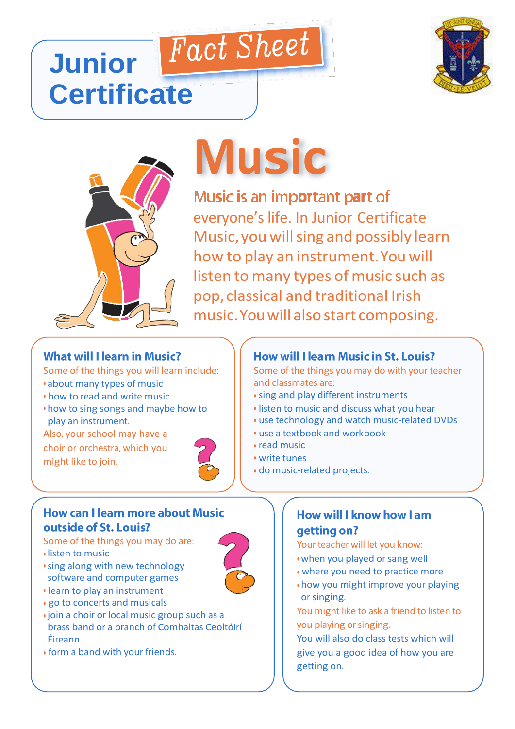# Junior Certificate

## Fact Sheet

# Music

Music is an important part of everyone's life. In Junior Certificate Music, you will sing and possibly learn how to play an instrument. You will listen to many types of music such as pop, classical and traditional Irish music. You will also start composing.

### What will I learn in Music?

Some of the things you will learn include:

- about many types of music
- how to read and write music
- how to sing songs and maybe how to play an instrument.

Also, your school may have a choir or orchestra, which you might like to join.

### How will I learn Music in St. Louis?

Some of the things you may do with your teacher and classmates are:

- sing and play different instruments
- listen to music and discuss what you hear
- use technology and watch music-related DVDs
- use a textbook and workbook
- read music
- write tunes
- do music-related projects.

### How can I learn more about Music outside of St. Louis?

Some of the things you may do are:

- listen to music
- sing along with new technology software and computer games
- learn to play an instrument
- go to concerts and musicals
- join a choir or local music group such as a brass band or a branch of Comhaltas Ceoltóirí Éireann
- form a band with your friends.

### How will I know how I am getting on?

Your teacher will let you know:

- when you played or sang well
- where you need to practice more
- how you might improve your playing or singing.

You might like to ask a friend to listen to you playing or singing.

You will also do class tests which will give you a good idea of how you are getting on.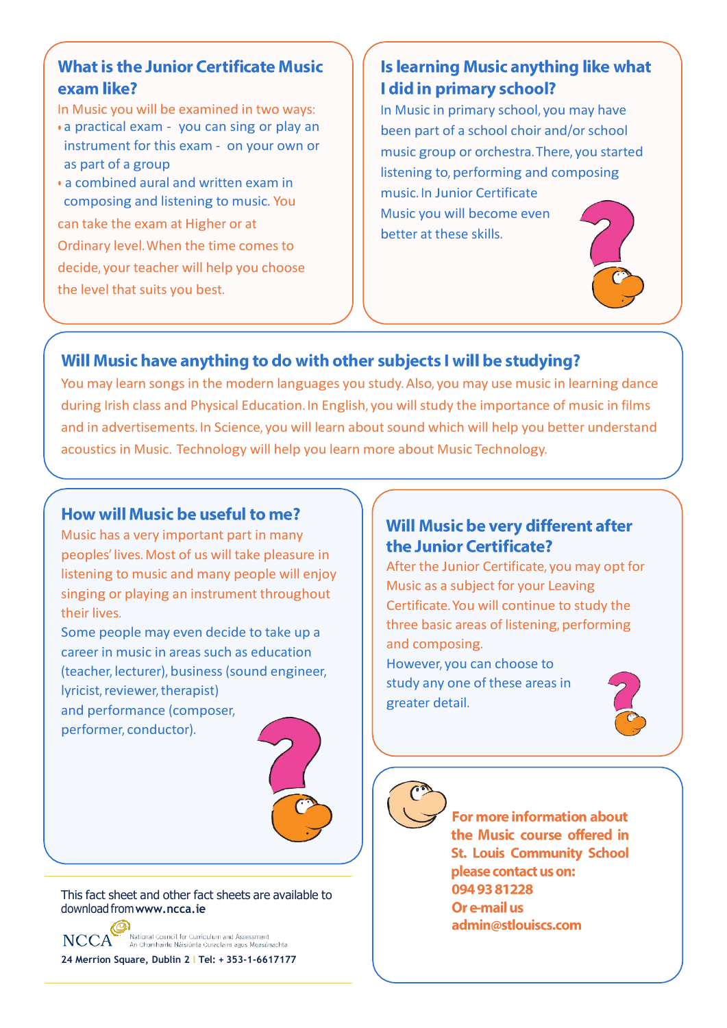## What is the Junior Certificate Music exam like?

In Music you will be examined in two ways:

- a practical exam - you can sing or play an instrument for this exam - on your own or as part of a group
- a combined aural and written exam in composing and listening to music.

You can take the exam at Higher or at Ordinary level. When the time comes to decide, your teacher will help you choose the level that suits you best.

## Is learning Music anything like what I did in primary school?

In Music in primary school, you may have been part of a school choir and/or school music group or orchestra. There, you started listening to, performing and composing music. In Junior Certificate Music you will become even better at these skills.

## Will Music have anything to do with other subjects I will be studying?

You may learn songs in the modern languages you study. Also, you may use music in learning dance during Irish class and Physical Education. In English, you will study the importance of music in films and in advertisements. In Science, you will learn about sound which will help you better understand acoustics in Music. Technology will help you learn more about Music Technology.

## How will Music be useful to me?

Music has a very important part in many peoples' lives. Most of us will take pleasure in listening to music and many people will enjoy singing or playing an instrument throughout their lives.

Some people may even decide to take up a career in music in areas such as education (teacher, lecturer), business (sound engineer, lyricist, reviewer, therapist) and performance (composer, performer, conductor).

## Will Music be very different after the Junior Certificate?

After the Junior Certificate, you may opt for Music as a subject for your Leaving Certificate. You will continue to study the three basic areas of listening, performing and composing.

However, you can choose to study any one of these areas in greater detail.

**For more information about the Music course offered in St. Louis Community School please contact us on: 094 93 81228 Or e-mail us admin@stlouiscs.com**

This fact sheet and other fact sheets are available to download from **www.ncca.ie**

NCCA National Council for Curriculum and Assessment An Chomhairle Náisiúnta Curaclaim agus Measúnachta

**24 Merrion Square, Dublin 2 | Tel: + 353-1-6617177**